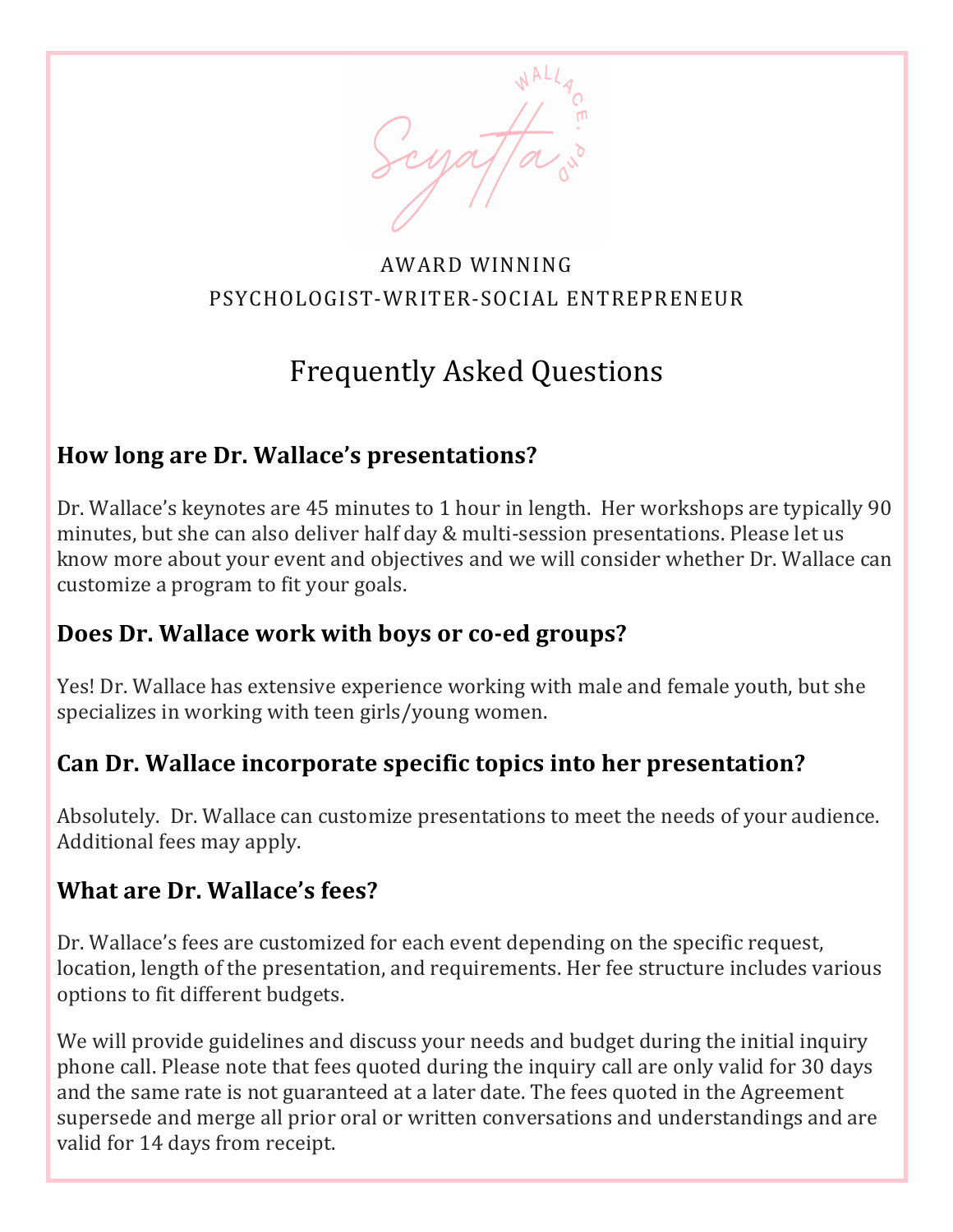Scyatta WALLACE, PHD

AWARD WINNING
PSYCHOLOGIST-WRITER-SOCIAL ENTREPRENEUR

# Frequently Asked Questions

### How long are Dr. Wallace's presentations?

Dr. Wallace's keynotes are 45 minutes to 1 hour in length. Her workshops are typically 90 minutes, but she can also deliver half day & multi-session presentations. Please let us know more about your event and objectives and we will consider whether Dr. Wallace can customize a program to fit your goals.

### Does Dr. Wallace work with boys or co-ed groups?

Yes! Dr. Wallace has extensive experience working with male and female youth, but she specializes in working with teen girls/young women.

### Can Dr. Wallace incorporate specific topics into her presentation?

Absolutely. Dr. Wallace can customize presentations to meet the needs of your audience. Additional fees may apply.

### What are Dr. Wallace's fees?

Dr. Wallace's fees are customized for each event depending on the specific request, location, length of the presentation, and requirements. Her fee structure includes various options to fit different budgets.

We will provide guidelines and discuss your needs and budget during the initial inquiry phone call. Please note that fees quoted during the inquiry call are only valid for 30 days and the same rate is not guaranteed at a later date. The fees quoted in the Agreement supersede and merge all prior oral or written conversations and understandings and are valid for 14 days from receipt.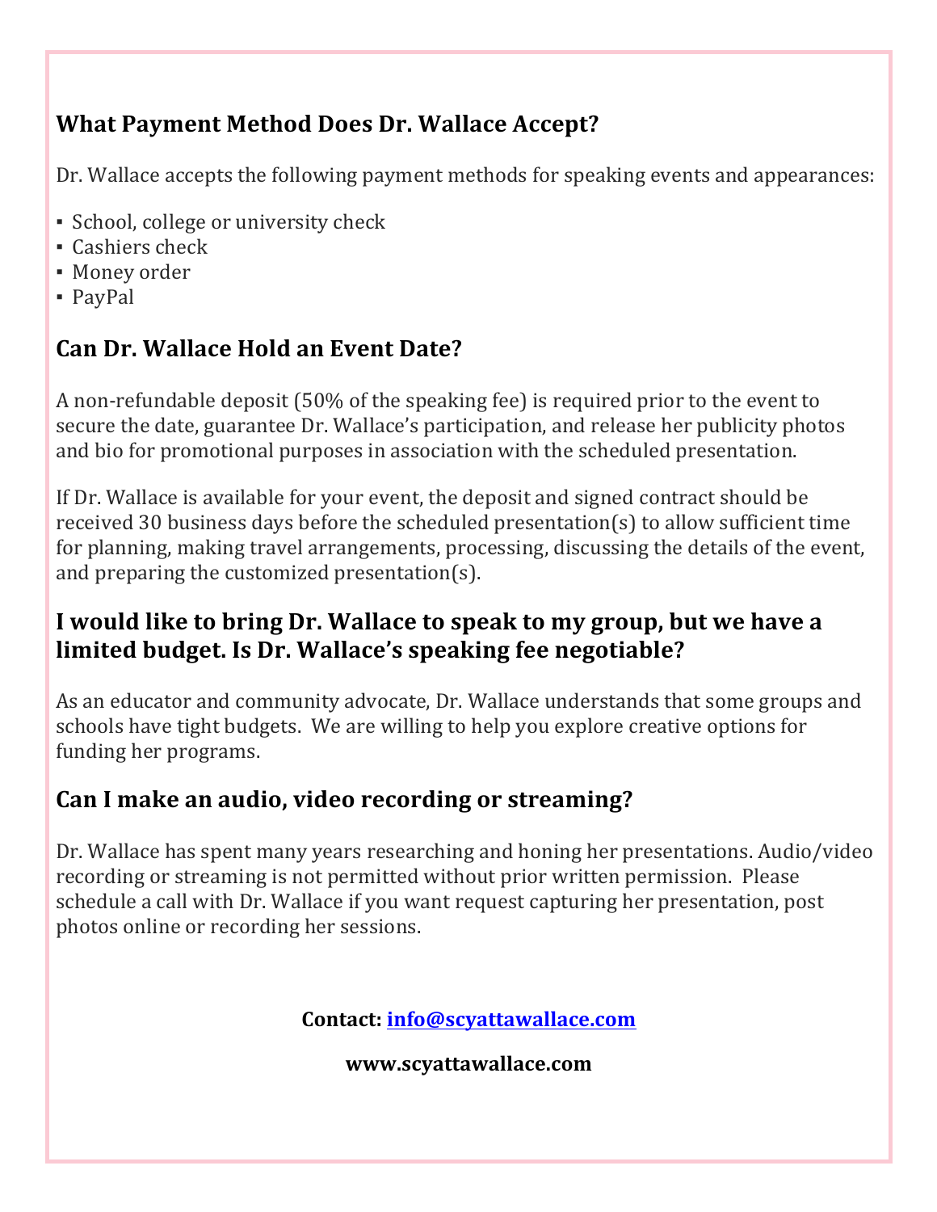## What Payment Method Does Dr. Wallace Accept?

Dr. Wallace accepts the following payment methods for speaking events and appearances:

- School, college or university check
- Cashiers check
- Money order
- PayPal

## Can Dr. Wallace Hold an Event Date?

A non-refundable deposit (50% of the speaking fee) is required prior to the event to secure the date, guarantee Dr. Wallace's participation, and release her publicity photos and bio for promotional purposes in association with the scheduled presentation.

If Dr. Wallace is available for your event, the deposit and signed contract should be received 30 business days before the scheduled presentation(s) to allow sufficient time for planning, making travel arrangements, processing, discussing the details of the event, and preparing the customized presentation(s).

## I would like to bring Dr. Wallace to speak to my group, but we have a limited budget. Is Dr. Wallace's speaking fee negotiable?

As an educator and community advocate, Dr. Wallace understands that some groups and schools have tight budgets. We are willing to help you explore creative options for funding her programs.

## Can I make an audio, video recording or streaming?

Dr. Wallace has spent many years researching and honing her presentations. Audio/video recording or streaming is not permitted without prior written permission. Please schedule a call with Dr. Wallace if you want request capturing her presentation, post photos online or recording her sessions.

**Contact: info@scyattawallace.com**

**www.scyattawallace.com**